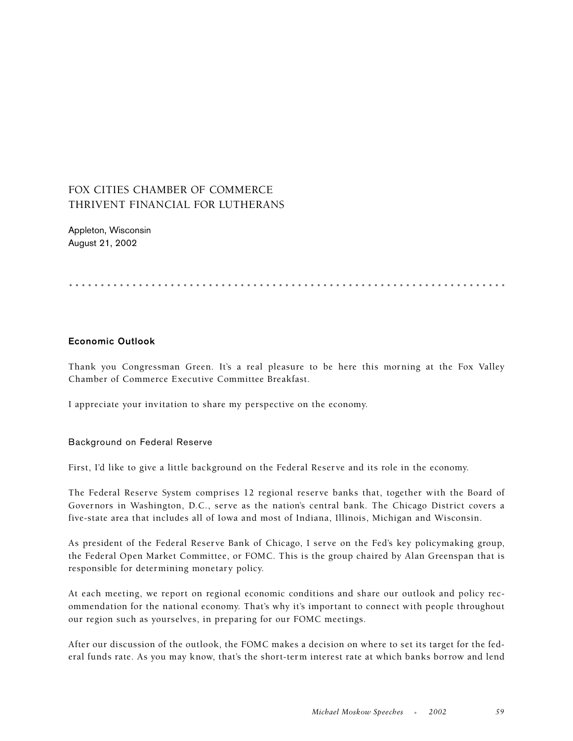# FOX CITIES CHAMBER OF COMMERCE
# THRIVENT FINANCIAL FOR LUTHERANS

Appleton, Wisconsin
August 21, 2002

## Economic Outlook

Thank you Congressman Green. It's a real pleasure to be here this morning at the Fox Valley Chamber of Commerce Executive Committee Breakfast.

I appreciate your invitation to share my perspective on the economy.

### Background on Federal Reserve

First, I'd like to give a little background on the Federal Reserve and its role in the economy.

The Federal Reserve System comprises 12 regional reserve banks that, together with the Board of Governors in Washington, D.C., serve as the nation's central bank. The Chicago District covers a five-state area that includes all of Iowa and most of Indiana, Illinois, Michigan and Wisconsin.

As president of the Federal Reserve Bank of Chicago, I serve on the Fed's key policymaking group, the Federal Open Market Committee, or FOMC. This is the group chaired by Alan Greenspan that is responsible for determining monetary policy.

At each meeting, we report on regional economic conditions and share our outlook and policy recommendation for the national economy. That's why it's important to connect with people throughout our region such as yourselves, in preparing for our FOMC meetings.

After our discussion of the outlook, the FOMC makes a decision on where to set its target for the federal funds rate. As you may know, that's the short-term interest rate at which banks borrow and lend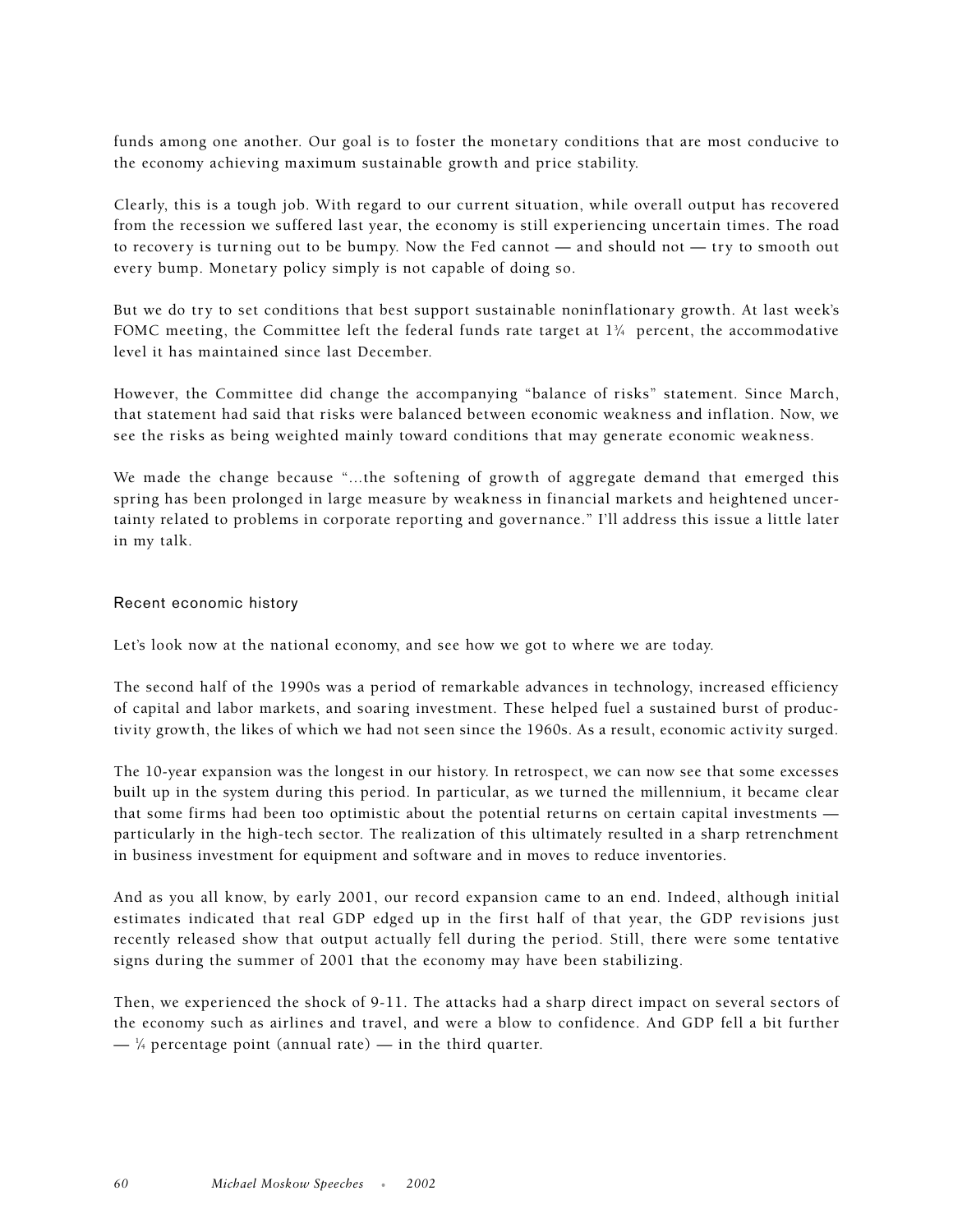funds among one another. Our goal is to foster the monetary conditions that are most conducive to the economy achieving maximum sustainable growth and price stability.

Clearly, this is a tough job. With regard to our current situation, while overall output has recovered from the recession we suffered last year, the economy is still experiencing uncertain times. The road to recovery is turning out to be bumpy. Now the Fed cannot — and should not — try to smooth out every bump. Monetary policy simply is not capable of doing so.

But we do try to set conditions that best support sustainable noninflationary growth. At last week's FOMC meeting, the Committee left the federal funds rate target at 1¾ percent, the accommodative level it has maintained since last December.

However, the Committee did change the accompanying "balance of risks" statement. Since March, that statement had said that risks were balanced between economic weakness and inflation. Now, we see the risks as being weighted mainly toward conditions that may generate economic weakness.

We made the change because "...the softening of growth of aggregate demand that emerged this spring has been prolonged in large measure by weakness in financial markets and heightened uncertainty related to problems in corporate reporting and governance." I'll address this issue a little later in my talk.

## Recent economic history

Let's look now at the national economy, and see how we got to where we are today.

The second half of the 1990s was a period of remarkable advances in technology, increased efficiency of capital and labor markets, and soaring investment. These helped fuel a sustained burst of productivity growth, the likes of which we had not seen since the 1960s. As a result, economic activity surged.

The 10-year expansion was the longest in our history. In retrospect, we can now see that some excesses built up in the system during this period. In particular, as we turned the millennium, it became clear that some firms had been too optimistic about the potential returns on certain capital investments — particularly in the high-tech sector. The realization of this ultimately resulted in a sharp retrenchment in business investment for equipment and software and in moves to reduce inventories.

And as you all know, by early 2001, our record expansion came to an end. Indeed, although initial estimates indicated that real GDP edged up in the first half of that year, the GDP revisions just recently released show that output actually fell during the period. Still, there were some tentative signs during the summer of 2001 that the economy may have been stabilizing.

Then, we experienced the shock of 9-11. The attacks had a sharp direct impact on several sectors of the economy such as airlines and travel, and were a blow to confidence. And GDP fell a bit further — ¼ percentage point (annual rate) — in the third quarter.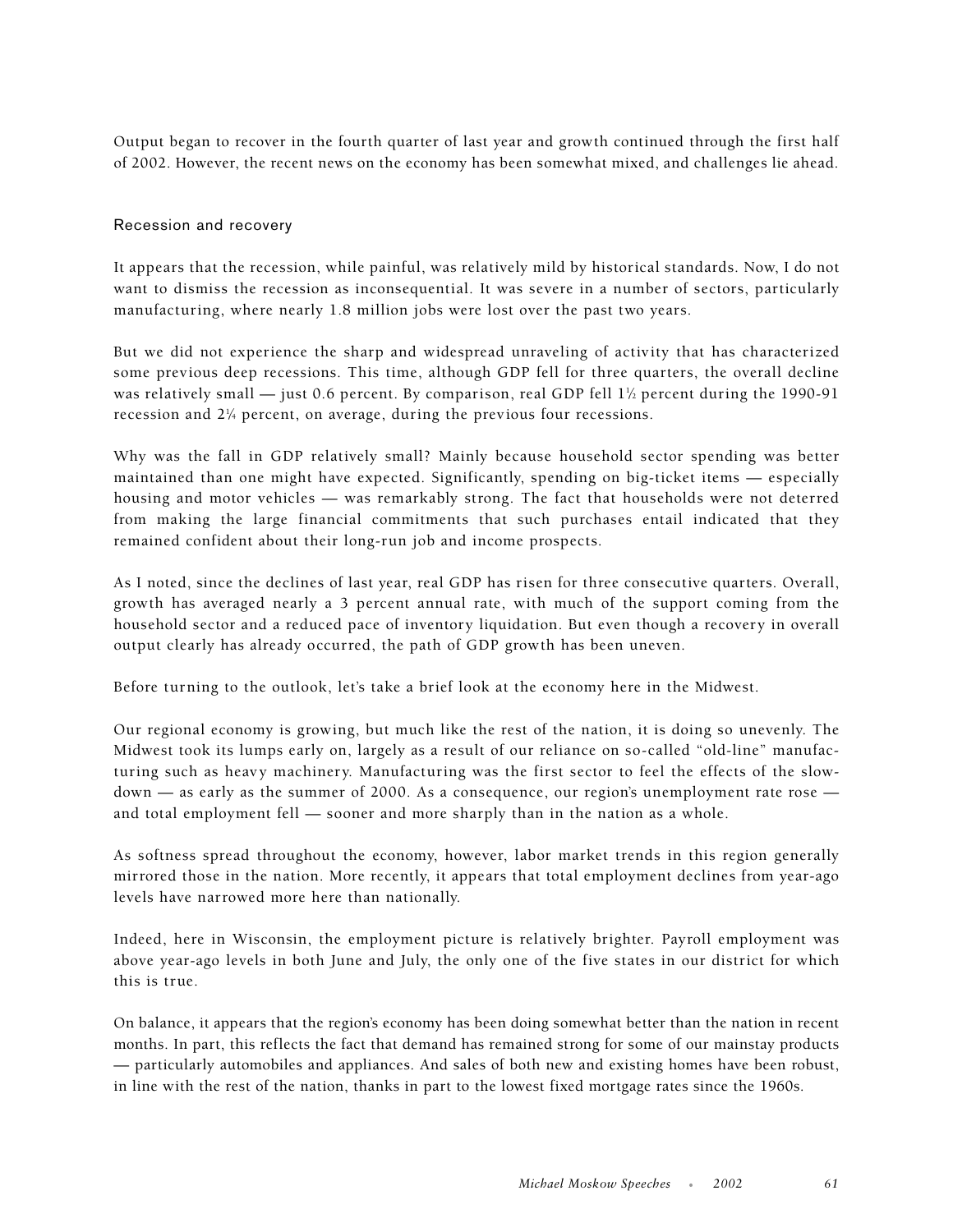Output began to recover in the fourth quarter of last year and growth continued through the first half of 2002. However, the recent news on the economy has been somewhat mixed, and challenges lie ahead.

## Recession and recovery

It appears that the recession, while painful, was relatively mild by historical standards. Now, I do not want to dismiss the recession as inconsequential. It was severe in a number of sectors, particularly manufacturing, where nearly 1.8 million jobs were lost over the past two years.

But we did not experience the sharp and widespread unraveling of activity that has characterized some previous deep recessions. This time, although GDP fell for three quarters, the overall decline was relatively small — just 0.6 percent. By comparison, real GDP fell 1½ percent during the 1990-91 recession and 2¼ percent, on average, during the previous four recessions.

Why was the fall in GDP relatively small? Mainly because household sector spending was better maintained than one might have expected. Significantly, spending on big-ticket items — especially housing and motor vehicles — was remarkably strong. The fact that households were not deterred from making the large financial commitments that such purchases entail indicated that they remained confident about their long-run job and income prospects.

As I noted, since the declines of last year, real GDP has risen for three consecutive quarters. Overall, growth has averaged nearly a 3 percent annual rate, with much of the support coming from the household sector and a reduced pace of inventory liquidation. But even though a recovery in overall output clearly has already occurred, the path of GDP growth has been uneven.

Before turning to the outlook, let's take a brief look at the economy here in the Midwest.

Our regional economy is growing, but much like the rest of the nation, it is doing so unevenly. The Midwest took its lumps early on, largely as a result of our reliance on so-called "old-line" manufacturing such as heavy machinery. Manufacturing was the first sector to feel the effects of the slowdown — as early as the summer of 2000. As a consequence, our region's unemployment rate rose — and total employment fell — sooner and more sharply than in the nation as a whole.

As softness spread throughout the economy, however, labor market trends in this region generally mirrored those in the nation. More recently, it appears that total employment declines from year-ago levels have narrowed more here than nationally.

Indeed, here in Wisconsin, the employment picture is relatively brighter. Payroll employment was above year-ago levels in both June and July, the only one of the five states in our district for which this is true.

On balance, it appears that the region's economy has been doing somewhat better than the nation in recent months. In part, this reflects the fact that demand has remained strong for some of our mainstay products — particularly automobiles and appliances. And sales of both new and existing homes have been robust, in line with the rest of the nation, thanks in part to the lowest fixed mortgage rates since the 1960s.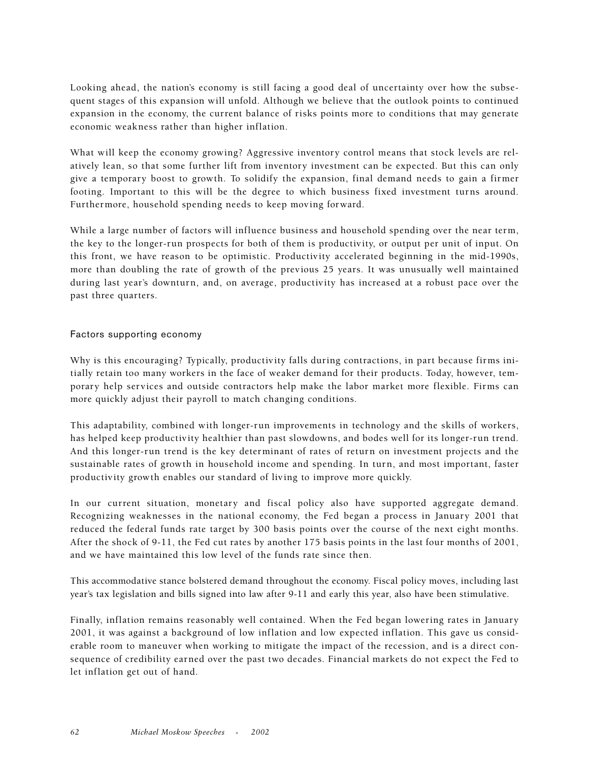Looking ahead, the nation's economy is still facing a good deal of uncertainty over how the subsequent stages of this expansion will unfold. Although we believe that the outlook points to continued expansion in the economy, the current balance of risks points more to conditions that may generate economic weakness rather than higher inflation.

What will keep the economy growing? Aggressive inventory control means that stock levels are relatively lean, so that some further lift from inventory investment can be expected. But this can only give a temporary boost to growth. To solidify the expansion, final demand needs to gain a firmer footing. Important to this will be the degree to which business fixed investment turns around. Furthermore, household spending needs to keep moving forward.

While a large number of factors will influence business and household spending over the near term, the key to the longer-run prospects for both of them is productivity, or output per unit of input. On this front, we have reason to be optimistic. Productivity accelerated beginning in the mid-1990s, more than doubling the rate of growth of the previous 25 years. It was unusually well maintained during last year's downturn, and, on average, productivity has increased at a robust pace over the past three quarters.

## Factors supporting economy

Why is this encouraging? Typically, productivity falls during contractions, in part because firms initially retain too many workers in the face of weaker demand for their products. Today, however, temporary help services and outside contractors help make the labor market more flexible. Firms can more quickly adjust their payroll to match changing conditions.

This adaptability, combined with longer-run improvements in technology and the skills of workers, has helped keep productivity healthier than past slowdowns, and bodes well for its longer-run trend. And this longer-run trend is the key determinant of rates of return on investment projects and the sustainable rates of growth in household income and spending. In turn, and most important, faster productivity growth enables our standard of living to improve more quickly.

In our current situation, monetary and fiscal policy also have supported aggregate demand. Recognizing weaknesses in the national economy, the Fed began a process in January 2001 that reduced the federal funds rate target by 300 basis points over the course of the next eight months. After the shock of 9-11, the Fed cut rates by another 175 basis points in the last four months of 2001, and we have maintained this low level of the funds rate since then.

This accommodative stance bolstered demand throughout the economy. Fiscal policy moves, including last year's tax legislation and bills signed into law after 9-11 and early this year, also have been stimulative.

Finally, inflation remains reasonably well contained. When the Fed began lowering rates in January 2001, it was against a background of low inflation and low expected inflation. This gave us considerable room to maneuver when working to mitigate the impact of the recession, and is a direct consequence of credibility earned over the past two decades. Financial markets do not expect the Fed to let inflation get out of hand.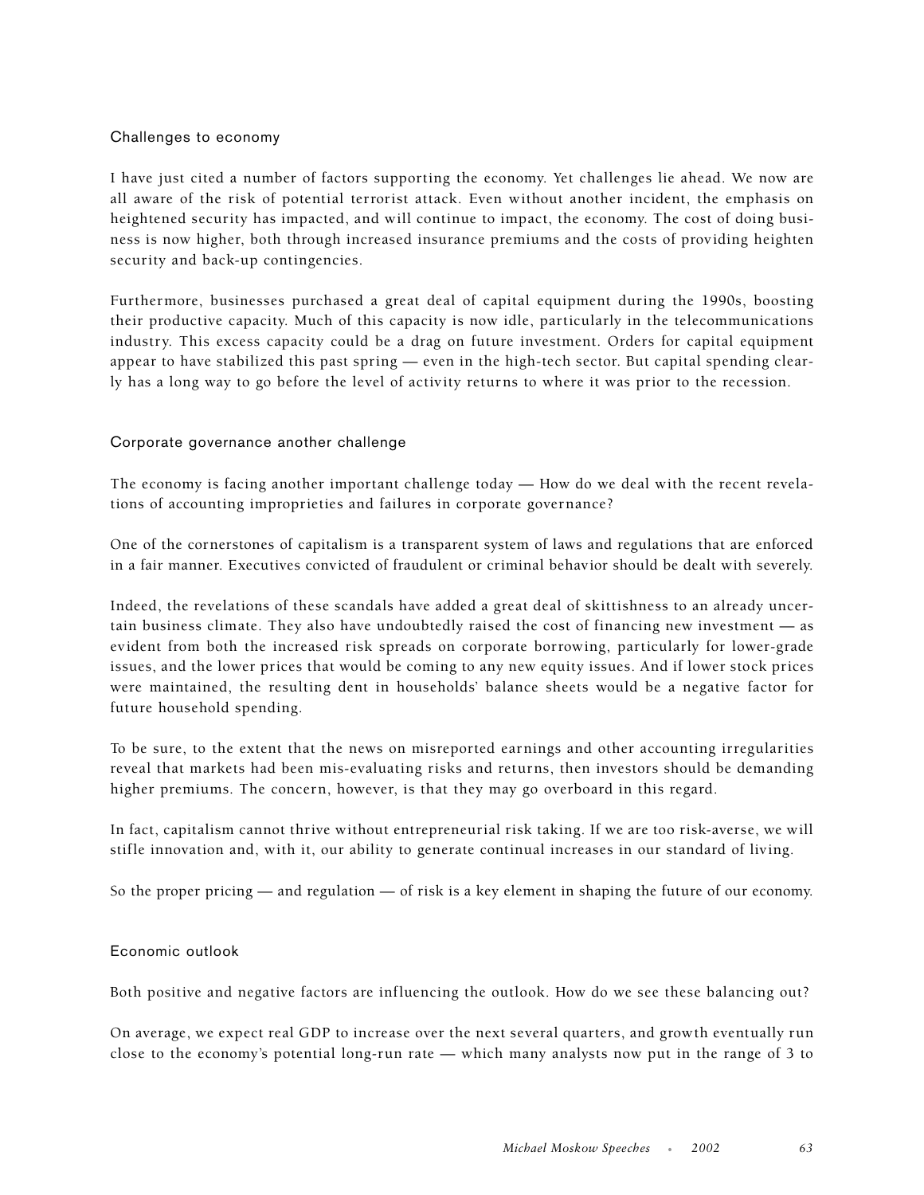## Challenges to economy

I have just cited a number of factors supporting the economy. Yet challenges lie ahead. We now are all aware of the risk of potential terrorist attack. Even without another incident, the emphasis on heightened security has impacted, and will continue to impact, the economy. The cost of doing business is now higher, both through increased insurance premiums and the costs of providing heighten security and back-up contingencies.

Furthermore, businesses purchased a great deal of capital equipment during the 1990s, boosting their productive capacity. Much of this capacity is now idle, particularly in the telecommunications industry. This excess capacity could be a drag on future investment. Orders for capital equipment appear to have stabilized this past spring — even in the high-tech sector. But capital spending clearly has a long way to go before the level of activity returns to where it was prior to the recession.

## Corporate governance another challenge

The economy is facing another important challenge today — How do we deal with the recent revelations of accounting improprieties and failures in corporate governance?

One of the cornerstones of capitalism is a transparent system of laws and regulations that are enforced in a fair manner. Executives convicted of fraudulent or criminal behavior should be dealt with severely.

Indeed, the revelations of these scandals have added a great deal of skittishness to an already uncertain business climate. They also have undoubtedly raised the cost of financing new investment — as evident from both the increased risk spreads on corporate borrowing, particularly for lower-grade issues, and the lower prices that would be coming to any new equity issues. And if lower stock prices were maintained, the resulting dent in households' balance sheets would be a negative factor for future household spending.

To be sure, to the extent that the news on misreported earnings and other accounting irregularities reveal that markets had been mis-evaluating risks and returns, then investors should be demanding higher premiums. The concern, however, is that they may go overboard in this regard.

In fact, capitalism cannot thrive without entrepreneurial risk taking. If we are too risk-averse, we will stifle innovation and, with it, our ability to generate continual increases in our standard of living.

So the proper pricing — and regulation — of risk is a key element in shaping the future of our economy.

## Economic outlook

Both positive and negative factors are influencing the outlook. How do we see these balancing out?

On average, we expect real GDP to increase over the next several quarters, and growth eventually run close to the economy's potential long-run rate — which many analysts now put in the range of 3 to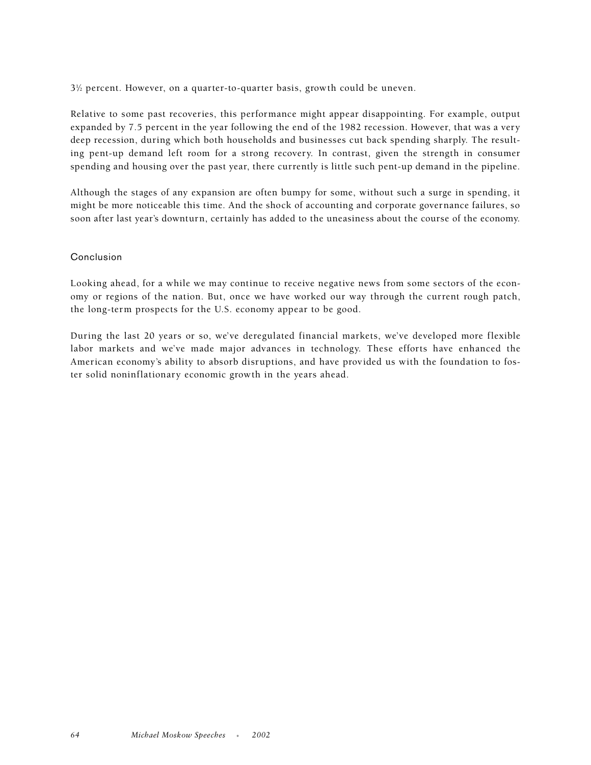3½ percent. However, on a quarter-to-quarter basis, growth could be uneven.

Relative to some past recoveries, this performance might appear disappointing. For example, output expanded by 7.5 percent in the year following the end of the 1982 recession. However, that was a very deep recession, during which both households and businesses cut back spending sharply. The resulting pent-up demand left room for a strong recovery. In contrast, given the strength in consumer spending and housing over the past year, there currently is little such pent-up demand in the pipeline.

Although the stages of any expansion are often bumpy for some, without such a surge in spending, it might be more noticeable this time. And the shock of accounting and corporate governance failures, so soon after last year's downturn, certainly has added to the uneasiness about the course of the economy.

## Conclusion

Looking ahead, for a while we may continue to receive negative news from some sectors of the economy or regions of the nation. But, once we have worked our way through the current rough patch, the long-term prospects for the U.S. economy appear to be good.

During the last 20 years or so, we've deregulated financial markets, we've developed more flexible labor markets and we've made major advances in technology. These efforts have enhanced the American economy's ability to absorb disruptions, and have provided us with the foundation to foster solid noninflationary economic growth in the years ahead.